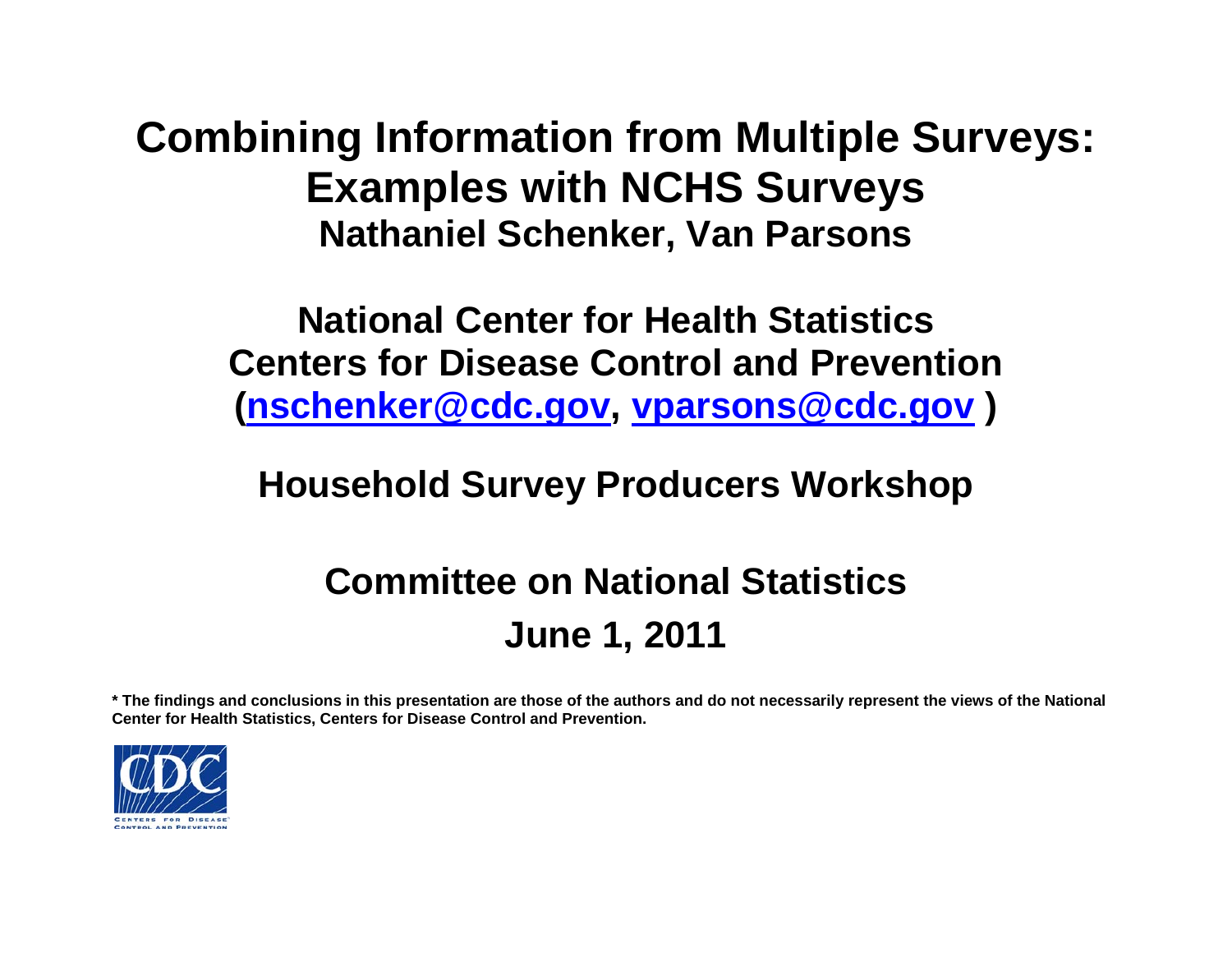# Combining Information from Multiple Surveys: Examples with NCHS Surveys

**Nathaniel Schenker, Van Parsons**

**National Center for Health Statistics**
**Centers for Disease Control and Prevention**
**(nschenker@cdc.gov, vparsons@cdc.gov )**

**Household Survey Producers Workshop**

**Committee on National Statistics**
**June 1, 2011**

**\* The findings and conclusions in this presentation are those of the authors and do not necessarily represent the views of the National Center for Health Statistics, Centers for Disease Control and Prevention.**

CDC
CENTERS FOR DISEASE CONTROL AND PREVENTION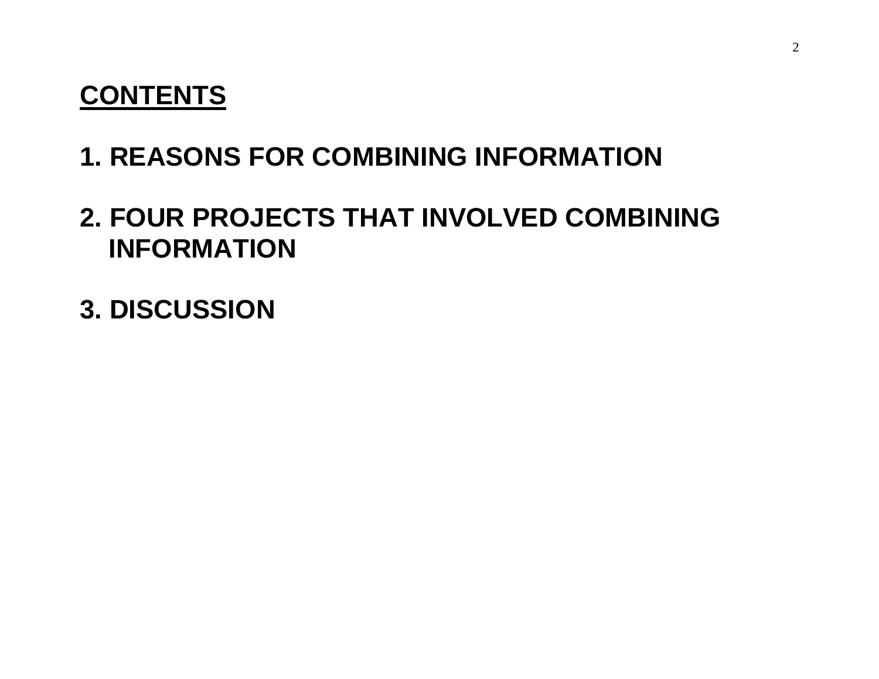## CONTENTS

1. REASONS FOR COMBINING INFORMATION

2. FOUR PROJECTS THAT INVOLVED COMBINING INFORMATION

3. DISCUSSION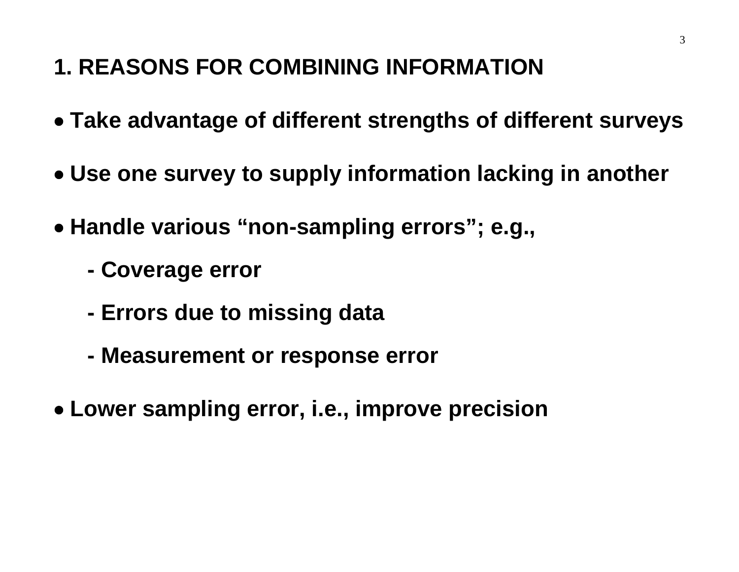# 1. REASONS FOR COMBINING INFORMATION

- **Take advantage of different strengths of different surveys**
- **Use one survey to supply information lacking in another**
- **Handle various "non-sampling errors"; e.g.,**
  - **Coverage error**
  - **Errors due to missing data**
  - **Measurement or response error**
- **Lower sampling error, i.e., improve precision**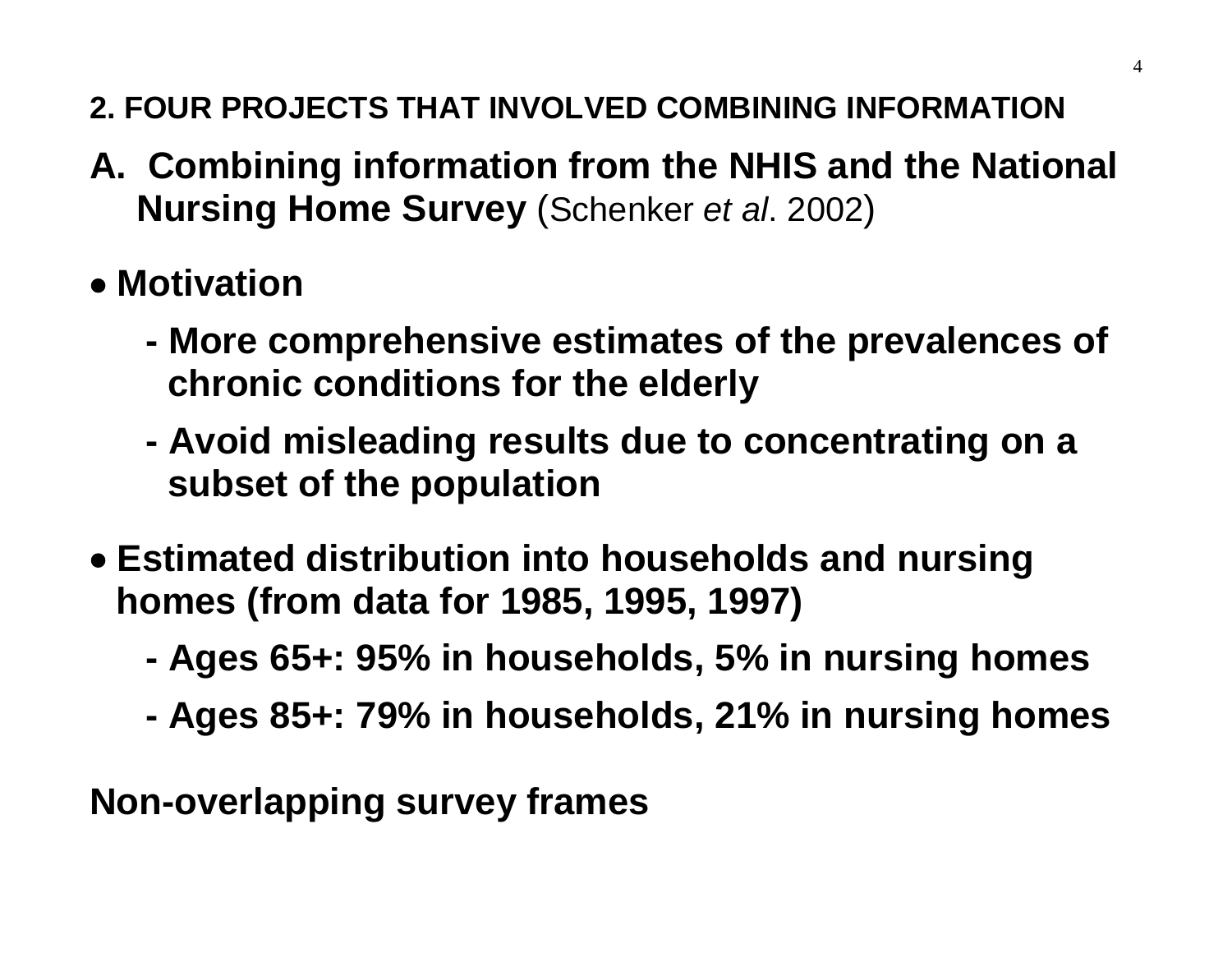## 2. FOUR PROJECTS THAT INVOLVED COMBINING INFORMATION

### A. Combining information from the NHIS and the National Nursing Home Survey (Schenker *et al*. 2002)

- **Motivation**
  - **- More comprehensive estimates of the prevalences of chronic conditions for the elderly**
  - **- Avoid misleading results due to concentrating on a subset of the population**
- **Estimated distribution into households and nursing homes (from data for 1985, 1995, 1997)**
  - **- Ages 65+: 95% in households, 5% in nursing homes**
  - **- Ages 85+: 79% in households, 21% in nursing homes**

**Non-overlapping survey frames**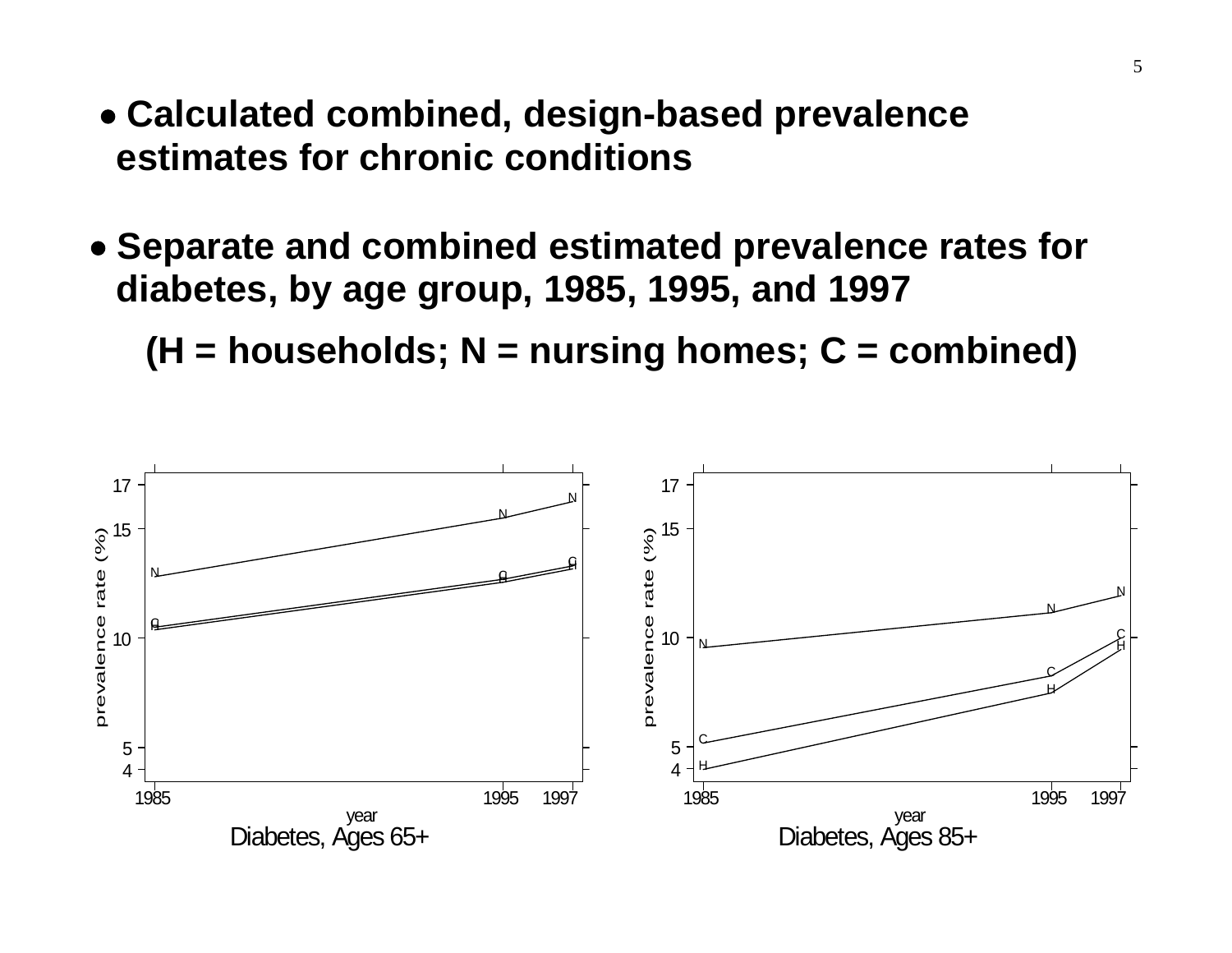- **Calculated combined, design-based prevalence estimates for chronic conditions**

- **Separate and combined estimated prevalence rates for diabetes, by age group, 1985, 1995, and 1997**

  **(H = households; N = nursing homes; C = combined)**

Diabetes, Ages 65+

Diabetes, Ages 85+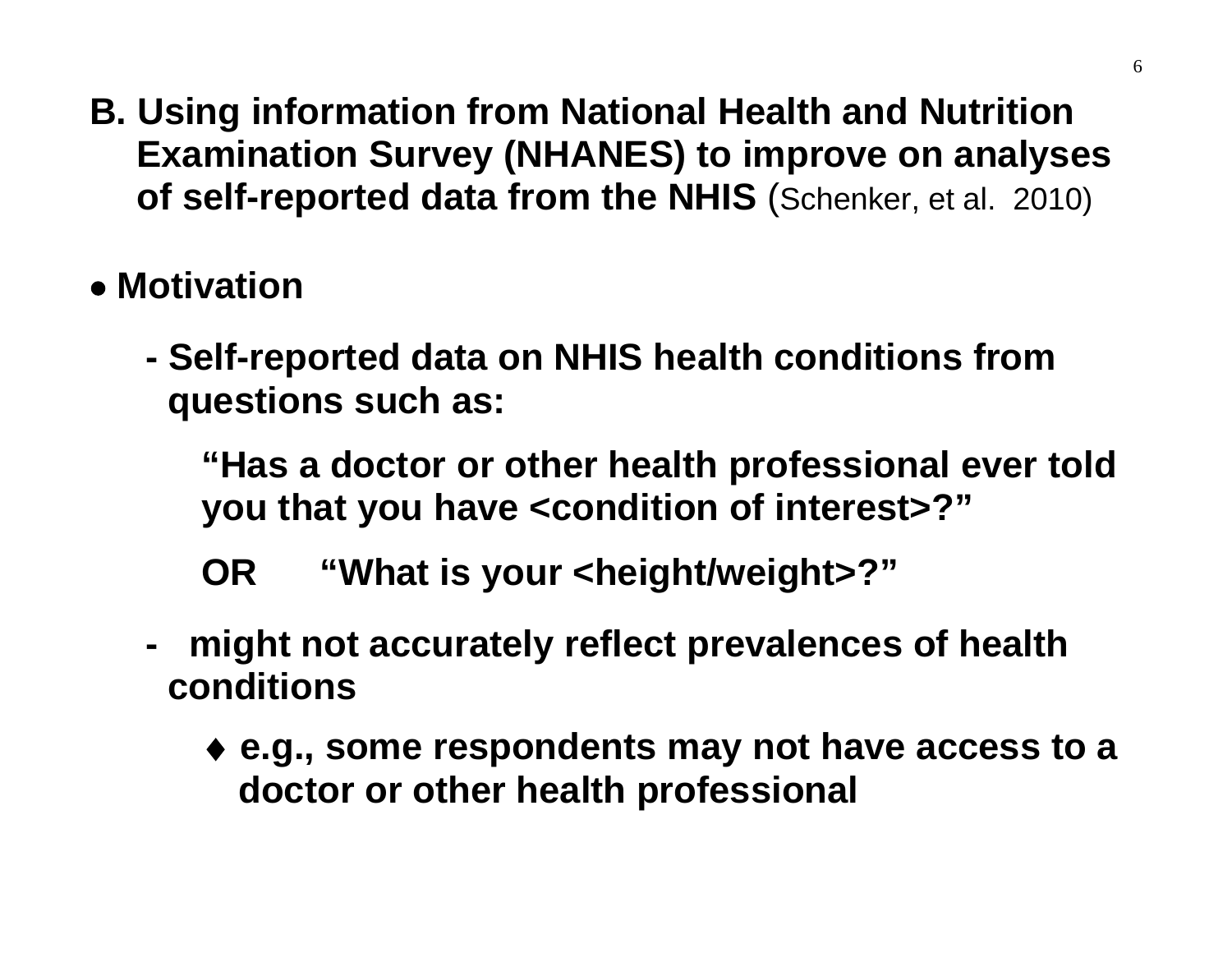## B. Using information from National Health and Nutrition Examination Survey (NHANES) to improve on analyses of self-reported data from the NHIS (Schenker, et al. 2010)

- **Motivation**

  - **Self-reported data on NHIS health conditions from questions such as:**

    **"Has a doctor or other health professional ever told you that you have <condition of interest>?"**

    **OR "What is your <height/weight>?"**

  - **might not accurately reflect prevalences of health conditions**

    - **e.g., some respondents may not have access to a doctor or other health professional**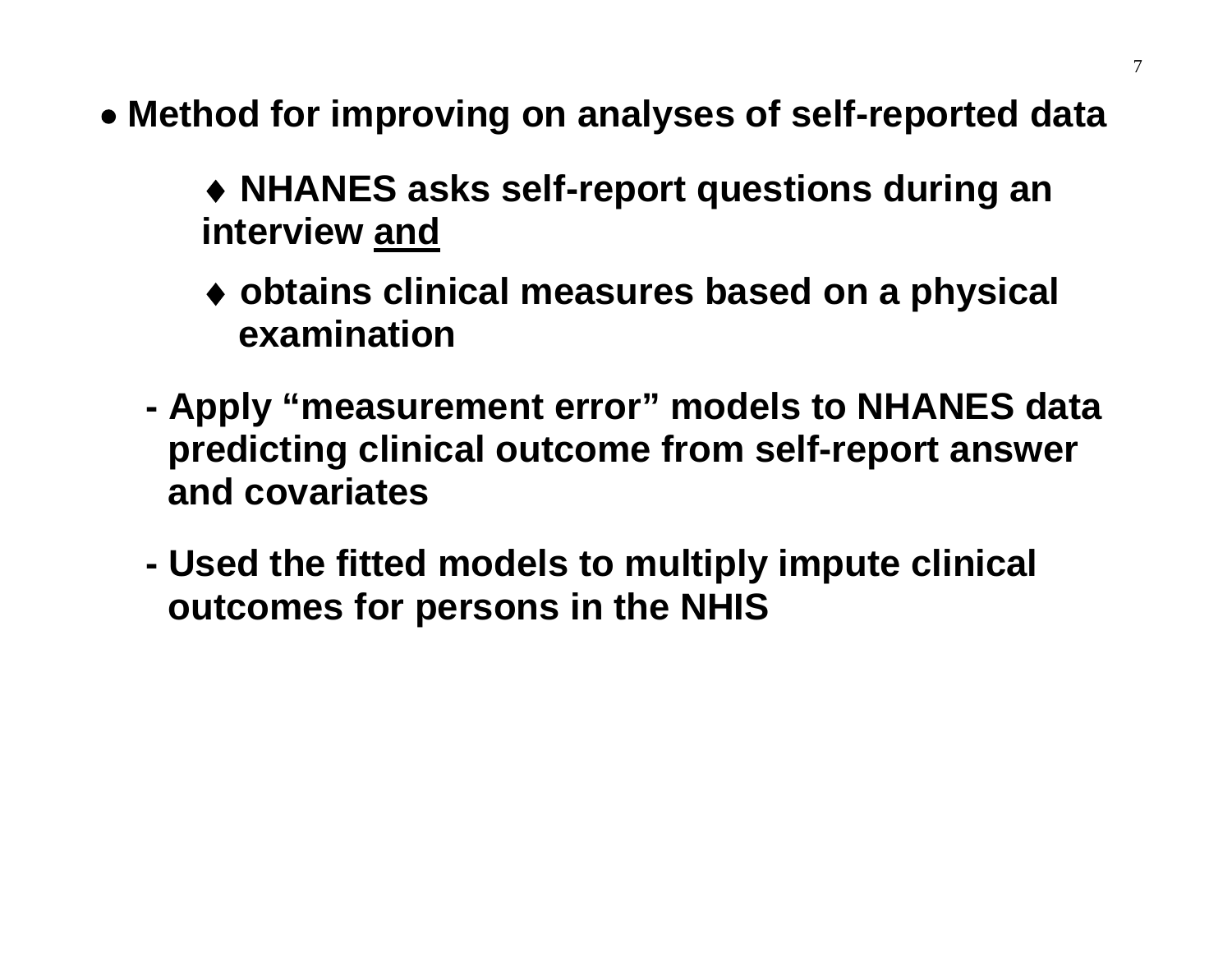- **Method for improving on analyses of self-reported data**

  - ♦ **NHANES asks self-report questions during an interview <u>and</u>**
  - ♦ **obtains clinical measures based on a physical examination**

  - **Apply "measurement error" models to NHANES data predicting clinical outcome from self-report answer and covariates**
  - **Used the fitted models to multiply impute clinical outcomes for persons in the NHIS**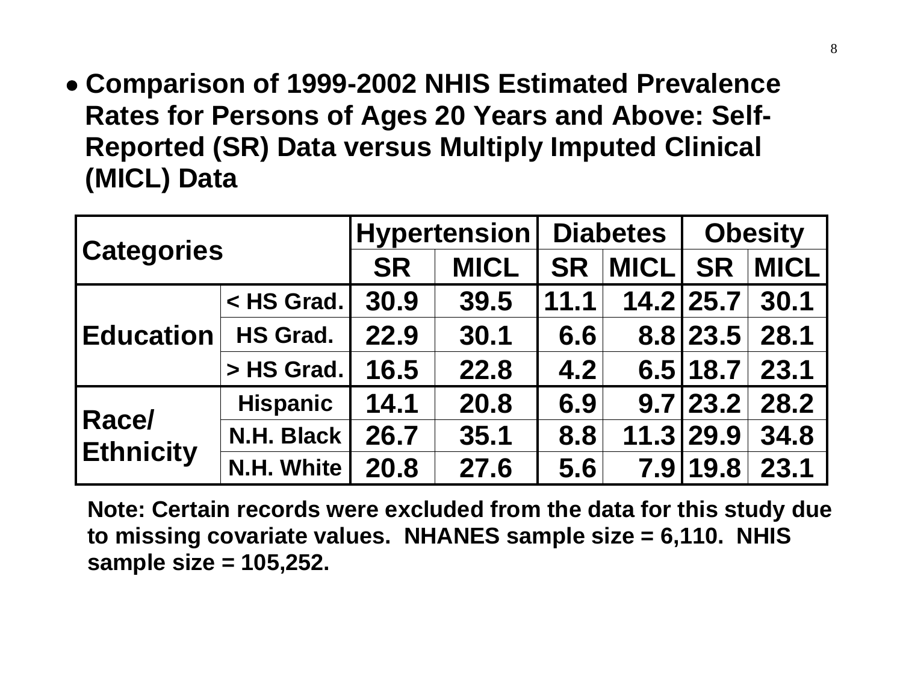- **Comparison of 1999-2002 NHIS Estimated Prevalence Rates for Persons of Ages 20 Years and Above: Self-Reported (SR) Data versus Multiply Imputed Clinical (MICL) Data**

| Categories | | Hypertension | | Diabetes | | Obesity | |
|---|---|---|---|---|---|---|---|
| | | SR | MICL | SR | MICL | SR | MICL |
| Education | < HS Grad. | 30.9 | 39.5 | 11.1 | 14.2 | 25.7 | 30.1 |
| | HS Grad. | 22.9 | 30.1 | 6.6 | 8.8 | 23.5 | 28.1 |
| | > HS Grad. | 16.5 | 22.8 | 4.2 | 6.5 | 18.7 | 23.1 |
| Race/ Ethnicity | Hispanic | 14.1 | 20.8 | 6.9 | 9.7 | 23.2 | 28.2 |
| | N.H. Black | 26.7 | 35.1 | 8.8 | 11.3 | 29.9 | 34.8 |
| | N.H. White | 20.8 | 27.6 | 5.6 | 7.9 | 19.8 | 23.1 |

**Note: Certain records were excluded from the data for this study due to missing covariate values. NHANES sample size = 6,110. NHIS sample size = 105,252.**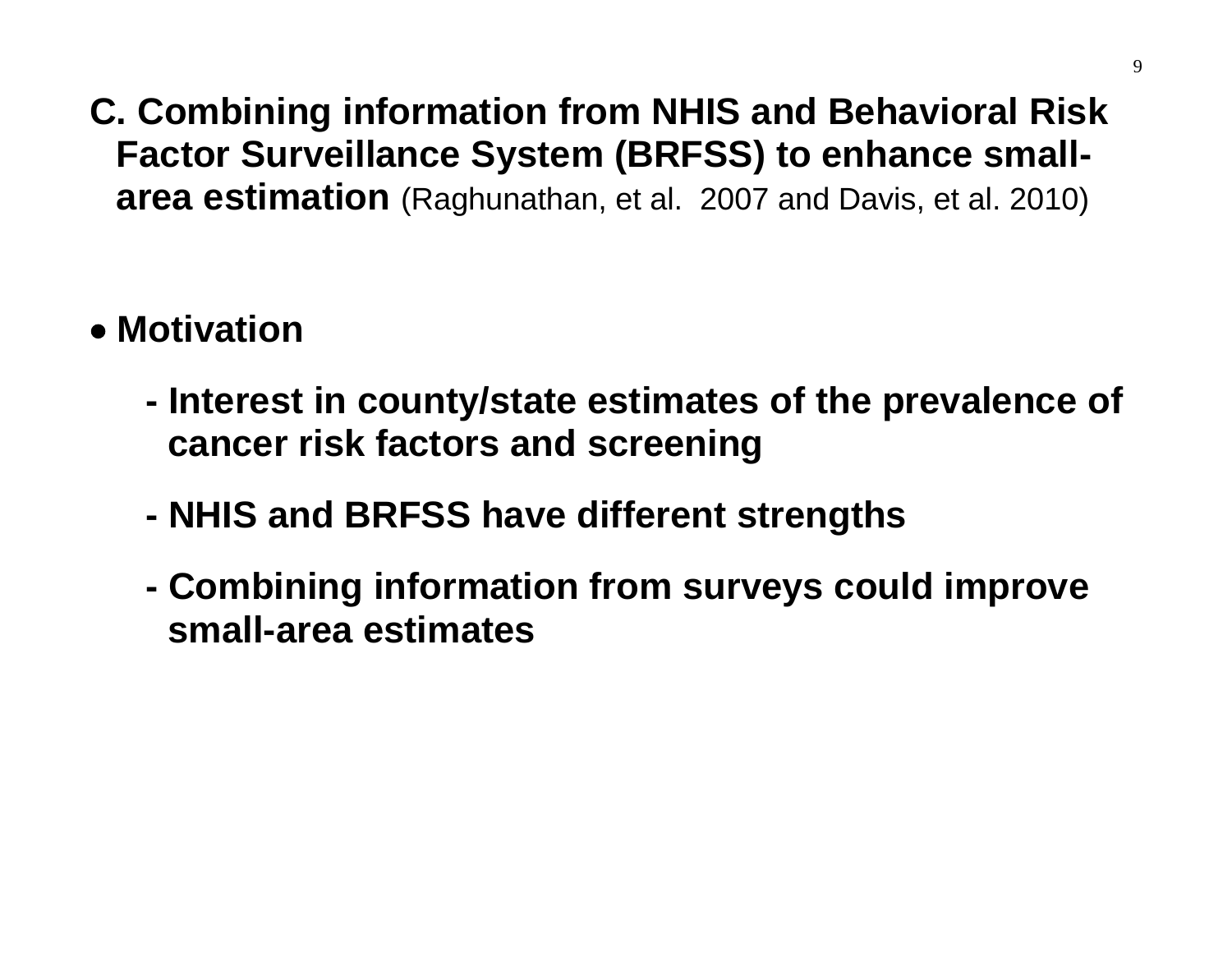## C. Combining information from NHIS and Behavioral Risk Factor Surveillance System (BRFSS) to enhance small-area estimation (Raghunathan, et al. 2007 and Davis, et al. 2010)

- **Motivation**
  - **Interest in county/state estimates of the prevalence of cancer risk factors and screening**
  - **NHIS and BRFSS have different strengths**
  - **Combining information from surveys could improve small-area estimates**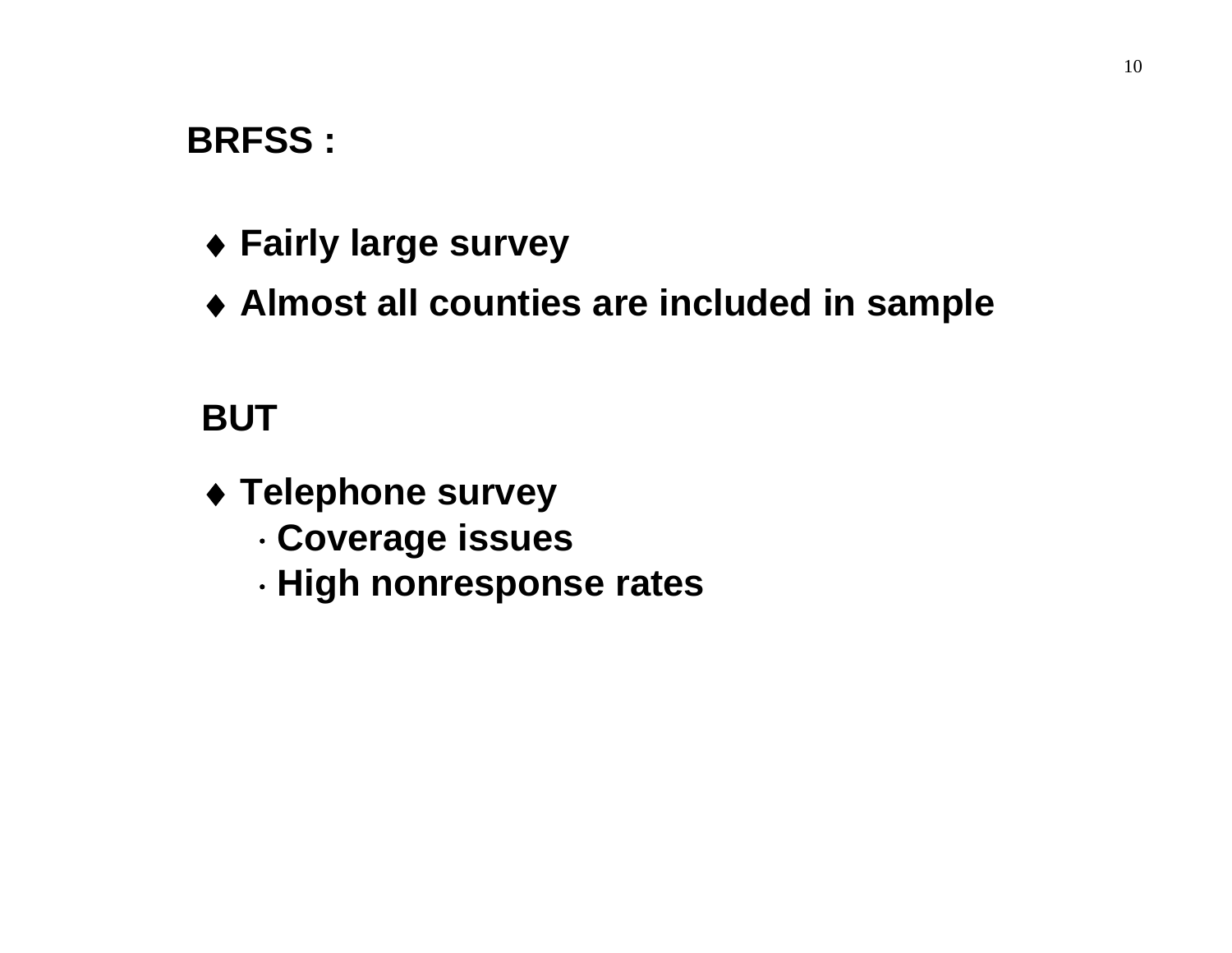**BRFSS :**

- **Fairly large survey**
- **Almost all counties are included in sample**

**BUT**

- **Telephone survey**
  - **Coverage issues**
  - **High nonresponse rates**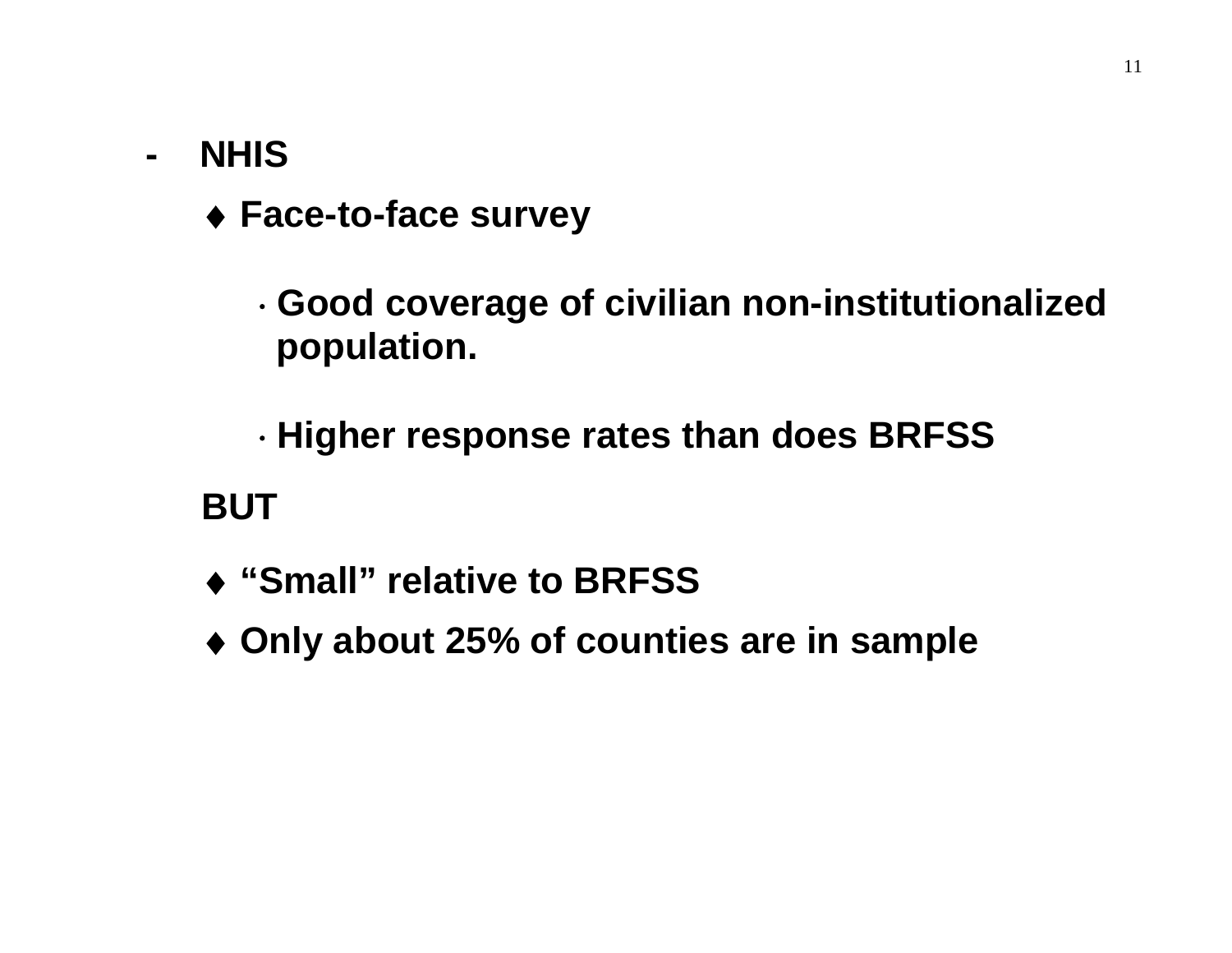- **NHIS**
  - ♦ **Face-to-face survey**
    - **Good coverage of civilian non-institutionalized population.**
    - **Higher response rates than does BRFSS**

  **BUT**

  - ♦ **"Small" relative to BRFSS**
  - ♦ **Only about 25% of counties are in sample**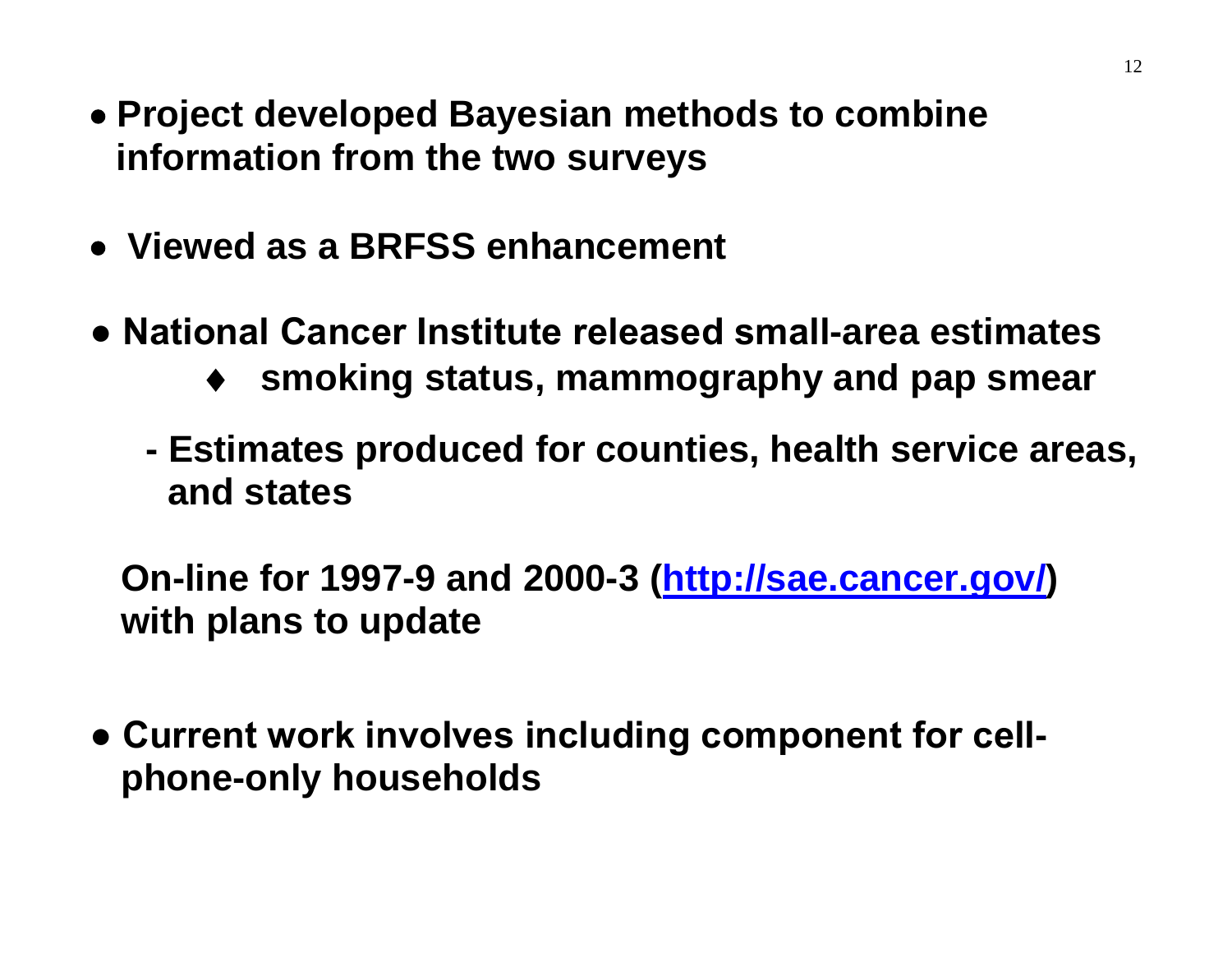- **Project developed Bayesian methods to combine information from the two surveys**

- **Viewed as a BRFSS enhancement**

- **National Cancer Institute released small-area estimates**
  - ♦ **smoking status, mammography and pap smear**

  - **- Estimates produced for counties, health service areas, and states**

  **On-line for 1997-9 and 2000-3 ([http://sae.cancer.gov/](http://sae.cancer.gov/)) with plans to update**

- **Current work involves including component for cell-phone-only households**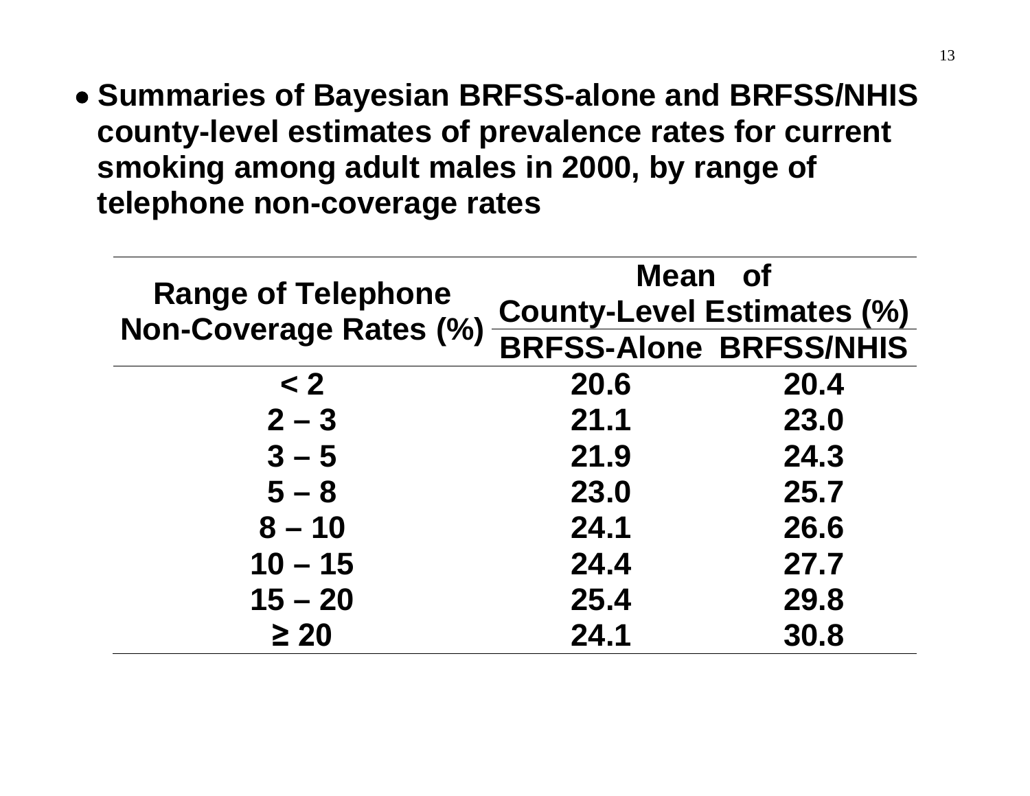- **Summaries of Bayesian BRFSS-alone and BRFSS/NHIS county-level estimates of prevalence rates for current smoking among adult males in 2000, by range of telephone non-coverage rates**

| Range of Telephone Non-Coverage Rates (%) | Mean of County-Level Estimates (%) | |
|---|---|---|
| | BRFSS-Alone | BRFSS/NHIS |
| < 2 | 20.6 | 20.4 |
| 2 – 3 | 21.1 | 23.0 |
| 3 – 5 | 21.9 | 24.3 |
| 5 – 8 | 23.0 | 25.7 |
| 8 – 10 | 24.1 | 26.6 |
| 10 – 15 | 24.4 | 27.7 |
| 15 – 20 | 25.4 | 29.8 |
| ≥ 20 | 24.1 | 30.8 |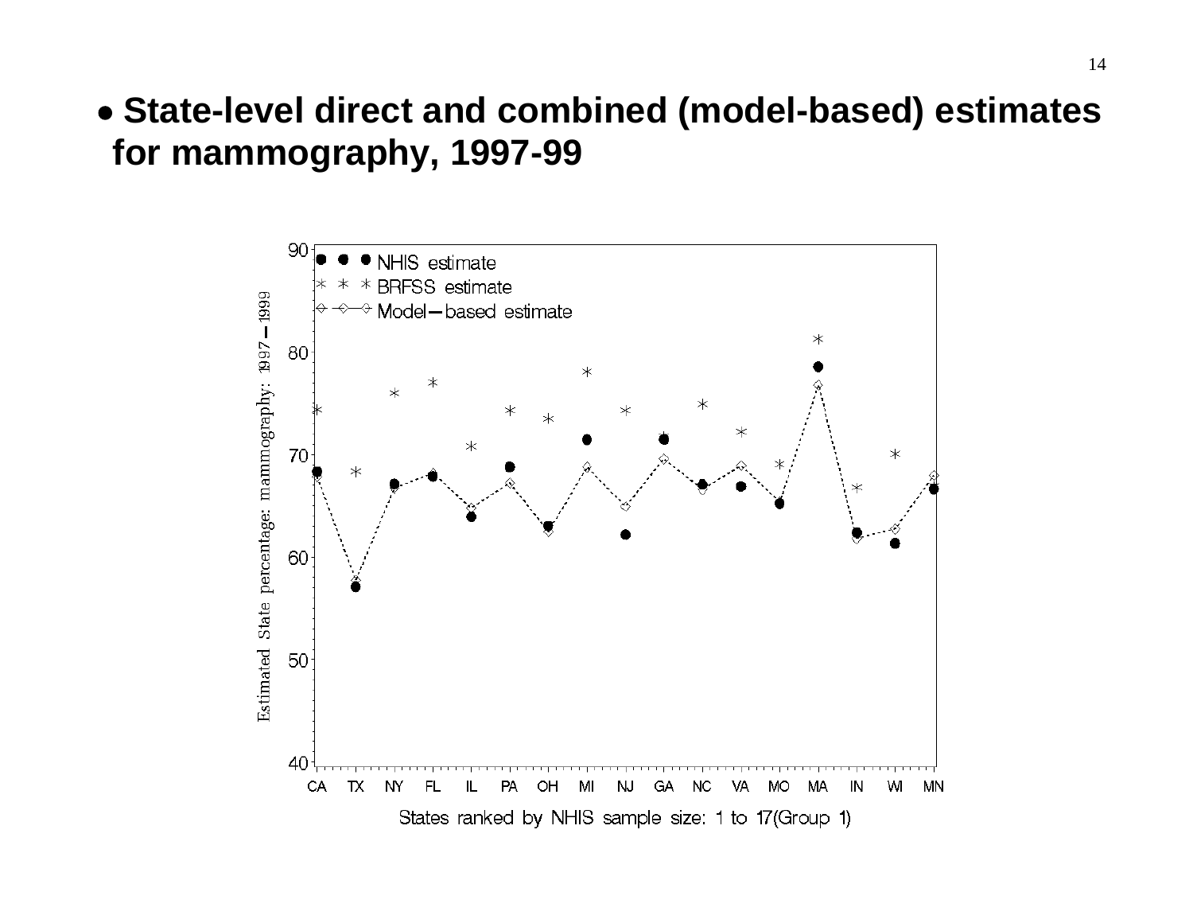- **State-level direct and combined (model-based) estimates for mammography, 1997-99**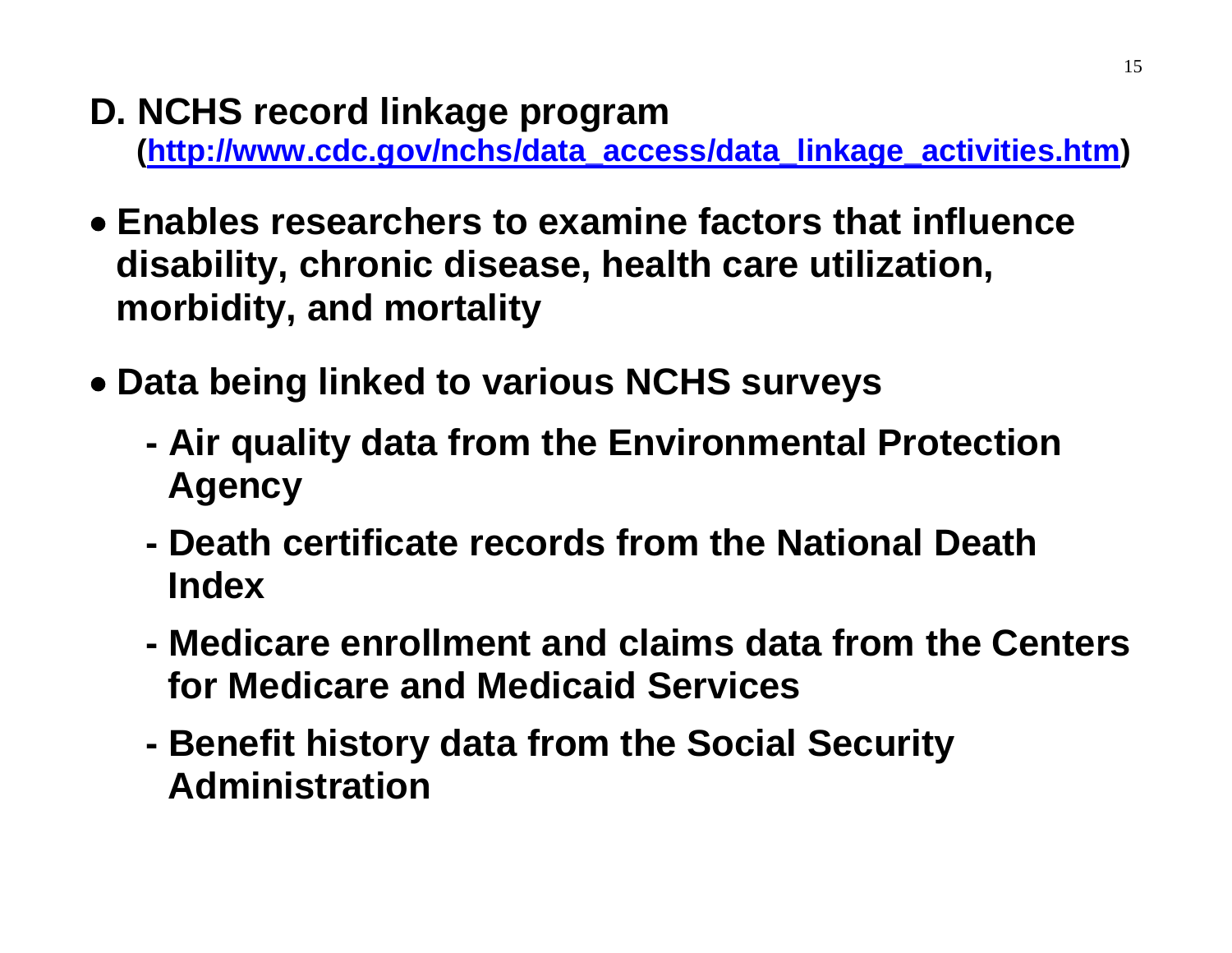## D. NCHS record linkage program

**([http://www.cdc.gov/nchs/data_access/data_linkage_activities.htm](http://www.cdc.gov/nchs/data_access/data_linkage_activities.htm))**

- **Enables researchers to examine factors that influence disability, chronic disease, health care utilization, morbidity, and mortality**
- **Data being linked to various NCHS surveys**
  - **Air quality data from the Environmental Protection Agency**
  - **Death certificate records from the National Death Index**
  - **Medicare enrollment and claims data from the Centers for Medicare and Medicaid Services**
  - **Benefit history data from the Social Security Administration**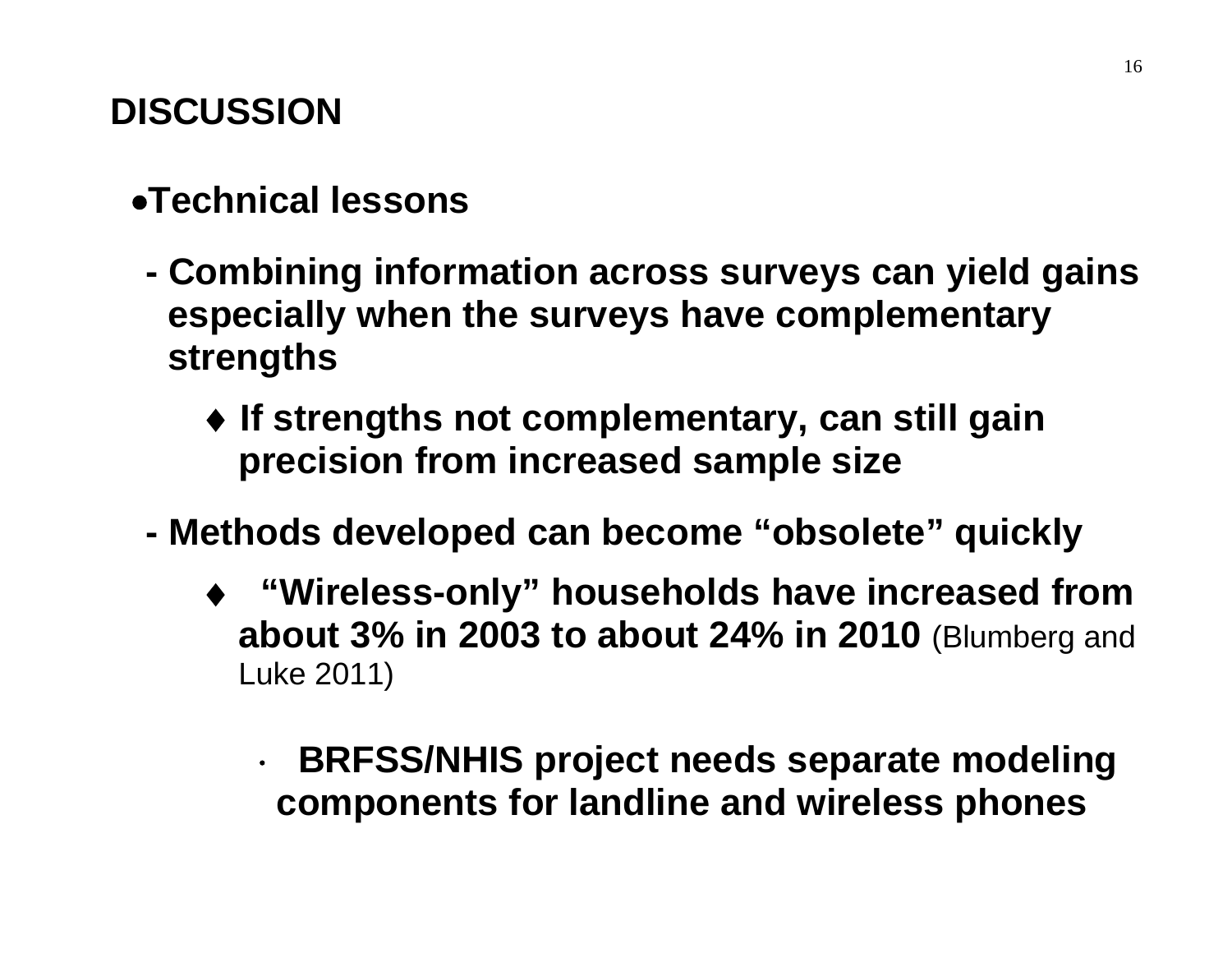## DISCUSSION

- **Technical lessons**

  - **Combining information across surveys can yield gains especially when the surveys have complementary strengths**

    - ♦ **If strengths not complementary, can still gain precision from increased sample size**

  - **Methods developed can become "obsolete" quickly**

    - ♦ **"Wireless-only" households have increased from about 3% in 2003 to about 24% in 2010** (Blumberg and Luke 2011)

      - **BRFSS/NHIS project needs separate modeling components for landline and wireless phones**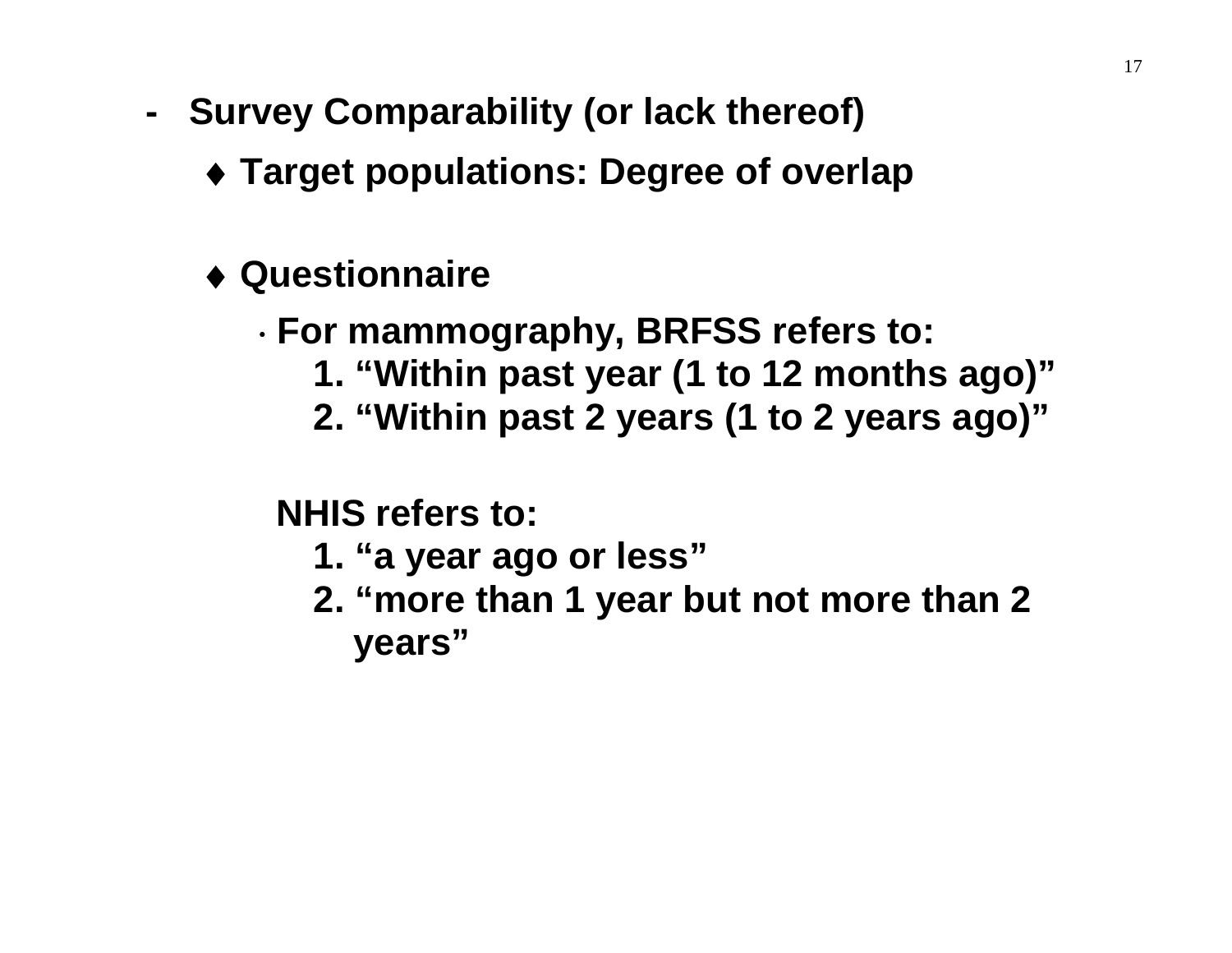- **Survey Comparability (or lack thereof)**
  - ♦ **Target populations: Degree of overlap**
  - ♦ **Questionnaire**
    - **For mammography, BRFSS refers to:**
      1. **“Within past year (1 to 12 months ago)”**
      2. **“Within past 2 years (1 to 2 years ago)”**

      **NHIS refers to:**
      1. **“a year ago or less”**
      2. **“more than 1 year but not more than 2 years”**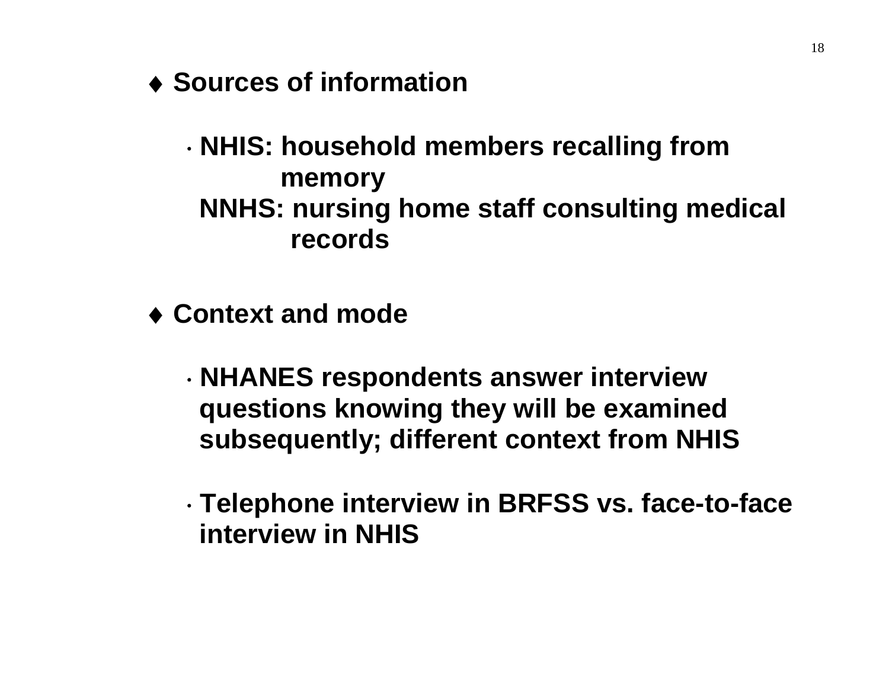- ♦ **Sources of information**

  - **NHIS: household members recalling from memory**
    **NNHS: nursing home staff consulting medical records**

- ♦ **Context and mode**

  - **NHANES respondents answer interview questions knowing they will be examined subsequently; different context from NHIS**

  - **Telephone interview in BRFSS vs. face-to-face interview in NHIS**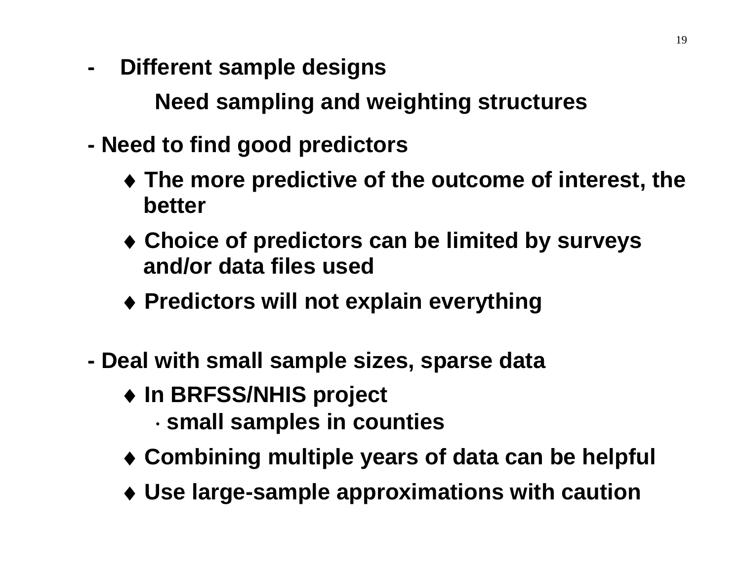- **Different sample designs**

  **Need sampling and weighting structures**

- **Need to find good predictors**
  - ♦ **The more predictive of the outcome of interest, the better**
  - ♦ **Choice of predictors can be limited by surveys and/or data files used**
  - ♦ **Predictors will not explain everything**

- **Deal with small sample sizes, sparse data**
  - ♦ **In BRFSS/NHIS project**
    - · **small samples in counties**
  - ♦ **Combining multiple years of data can be helpful**
  - ♦ **Use large-sample approximations with caution**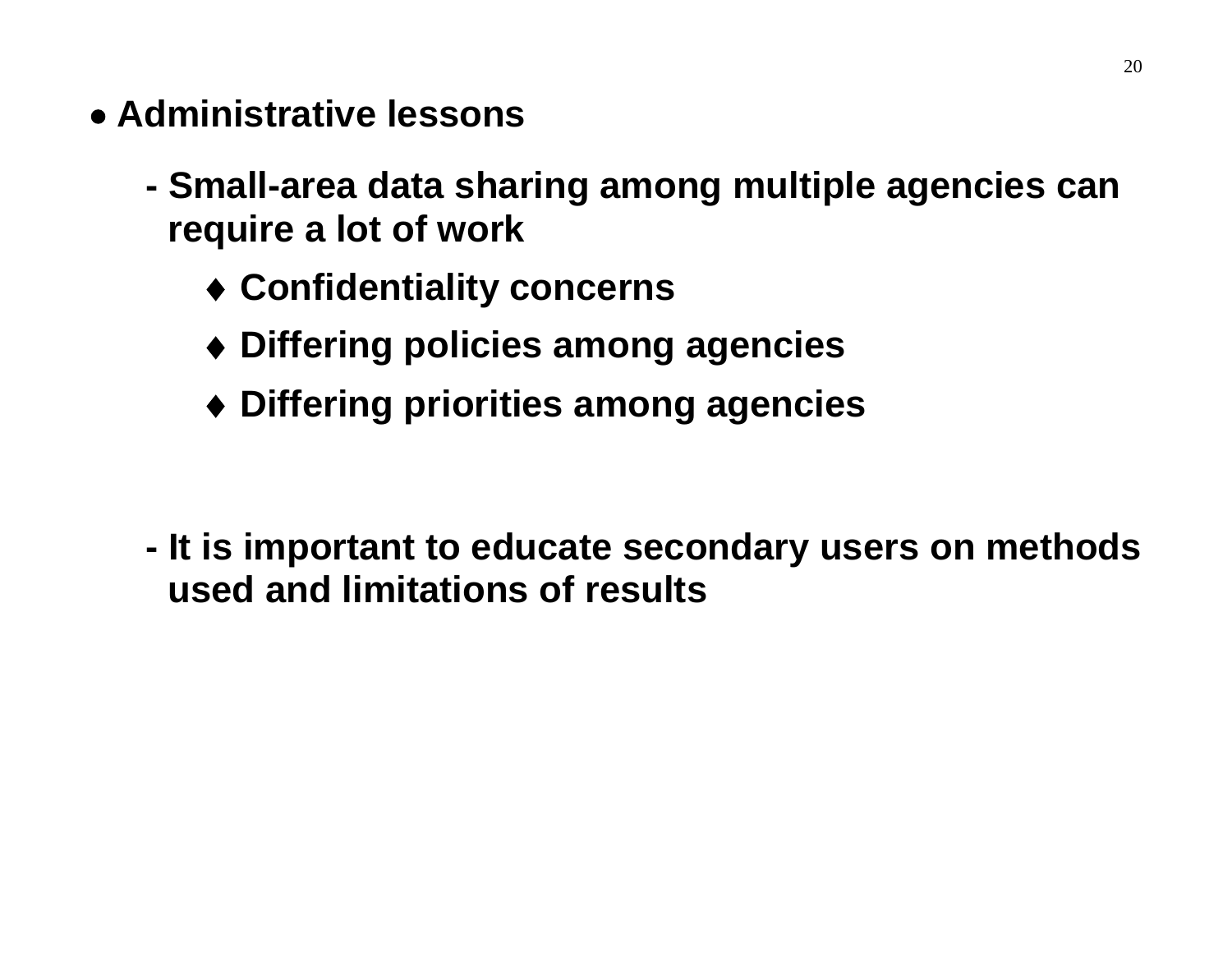- **Administrative lessons**

  - **Small-area data sharing among multiple agencies can require a lot of work**

    - **Confidentiality concerns**
    - **Differing policies among agencies**
    - **Differing priorities among agencies**

  - **It is important to educate secondary users on methods used and limitations of results**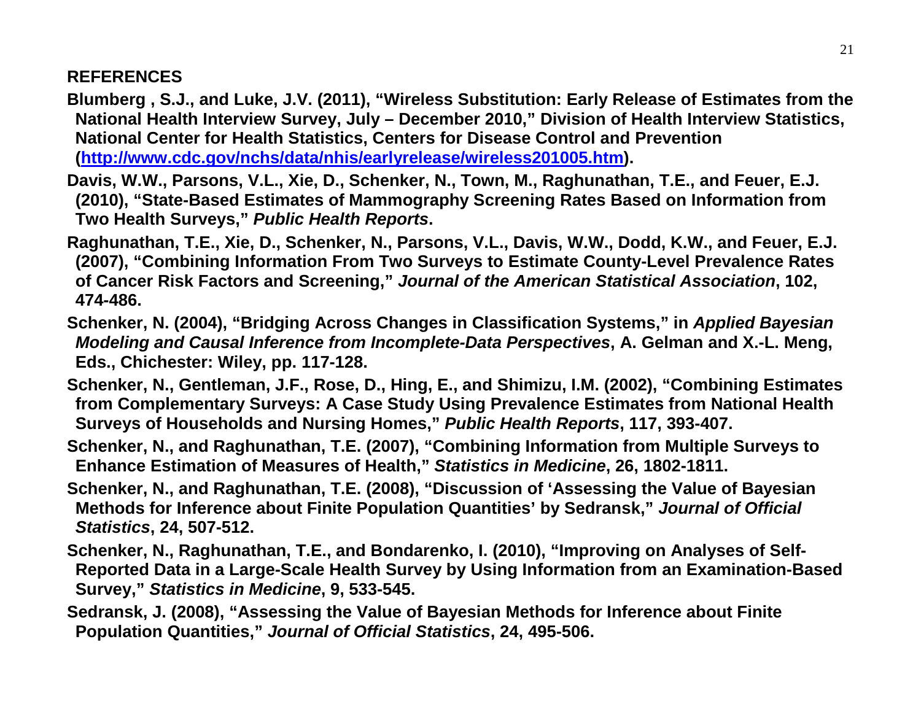## REFERENCES

Blumberg , S.J., and Luke, J.V. (2011), "Wireless Substitution: Early Release of Estimates from the National Health Interview Survey, July – December 2010," Division of Health Interview Statistics, National Center for Health Statistics, Centers for Disease Control and Prevention ([http://www.cdc.gov/nchs/data/nhis/earlyrelease/wireless201005.htm](http://www.cdc.gov/nchs/data/nhis/earlyrelease/wireless201005.htm)).

Davis, W.W., Parsons, V.L., Xie, D., Schenker, N., Town, M., Raghunathan, T.E., and Feuer, E.J. (2010), "State-Based Estimates of Mammography Screening Rates Based on Information from Two Health Surveys," *Public Health Reports*.

Raghunathan, T.E., Xie, D., Schenker, N., Parsons, V.L., Davis, W.W., Dodd, K.W., and Feuer, E.J. (2007), "Combining Information From Two Surveys to Estimate County-Level Prevalence Rates of Cancer Risk Factors and Screening," *Journal of the American Statistical Association*, 102, 474-486.

Schenker, N. (2004), "Bridging Across Changes in Classification Systems," in *Applied Bayesian Modeling and Causal Inference from Incomplete-Data Perspectives*, A. Gelman and X.-L. Meng, Eds., Chichester: Wiley, pp. 117-128.

Schenker, N., Gentleman, J.F., Rose, D., Hing, E., and Shimizu, I.M. (2002), "Combining Estimates from Complementary Surveys: A Case Study Using Prevalence Estimates from National Health Surveys of Households and Nursing Homes," *Public Health Reports*, 117, 393-407.

Schenker, N., and Raghunathan, T.E. (2007), "Combining Information from Multiple Surveys to Enhance Estimation of Measures of Health," *Statistics in Medicine*, 26, 1802-1811.

Schenker, N., and Raghunathan, T.E. (2008), "Discussion of 'Assessing the Value of Bayesian Methods for Inference about Finite Population Quantities' by Sedransk," *Journal of Official Statistics*, 24, 507-512.

Schenker, N., Raghunathan, T.E., and Bondarenko, I. (2010), "Improving on Analyses of Self-Reported Data in a Large-Scale Health Survey by Using Information from an Examination-Based Survey," *Statistics in Medicine*, 9, 533-545.

Sedransk, J. (2008), "Assessing the Value of Bayesian Methods for Inference about Finite Population Quantities," *Journal of Official Statistics*, 24, 495-506.